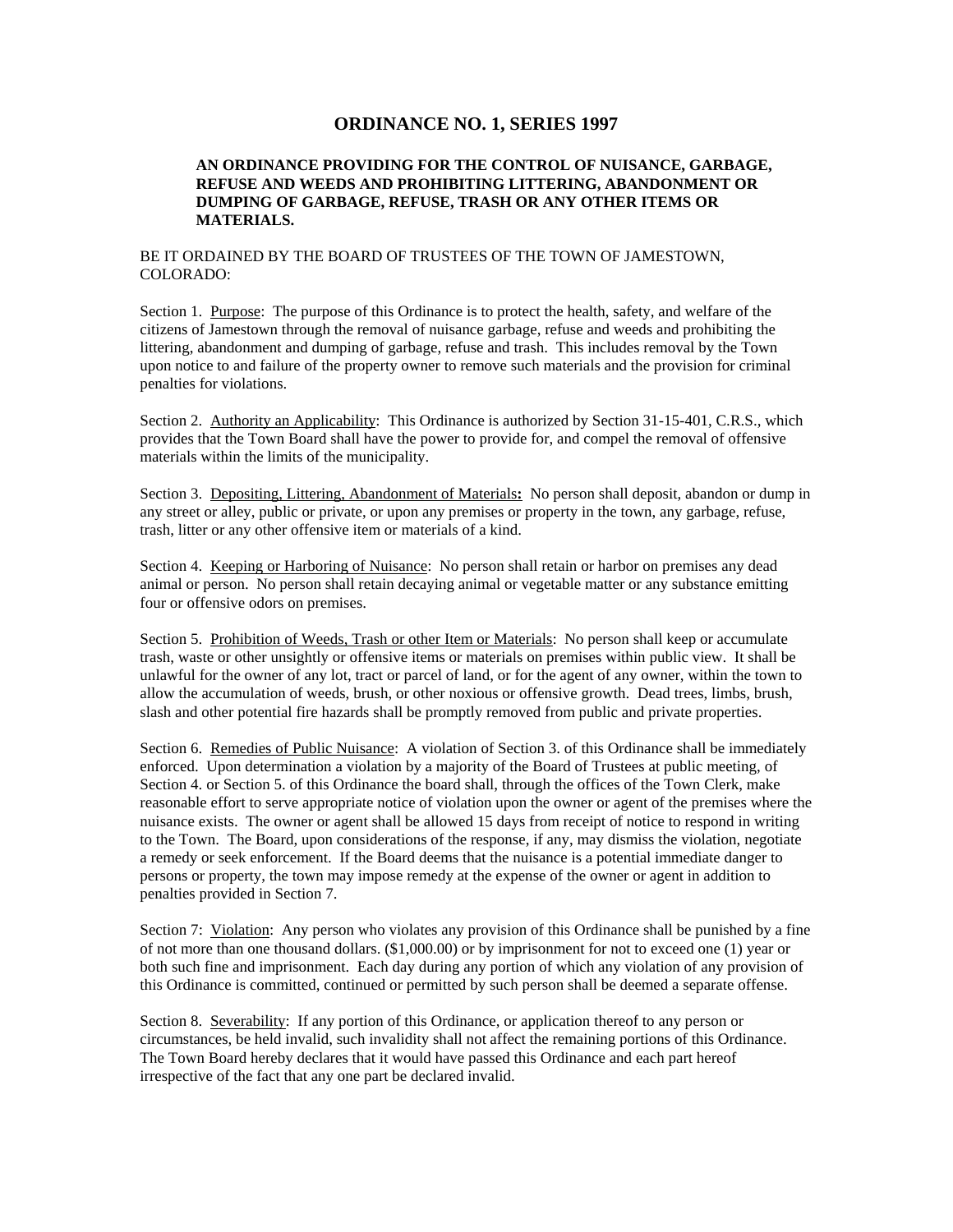# ORDINANCE NO. 1, SERIES 1997

**AN ORDINANCE PROVIDING FOR THE CONTROL OF NUISANCE, GARBAGE, REFUSE AND WEEDS AND PROHIBITING LITTERING, ABANDONMENT OR DUMPING OF GARBAGE, REFUSE, TRASH OR ANY OTHER ITEMS OR MATERIALS.**

BE IT ORDAINED BY THE BOARD OF TRUSTEES OF THE TOWN OF JAMESTOWN, COLORADO:

Section 1. Purpose: The purpose of this Ordinance is to protect the health, safety, and welfare of the citizens of Jamestown through the removal of nuisance garbage, refuse and weeds and prohibiting the littering, abandonment and dumping of garbage, refuse and trash. This includes removal by the Town upon notice to and failure of the property owner to remove such materials and the provision for criminal penalties for violations.

Section 2. Authority an Applicability: This Ordinance is authorized by Section 31-15-401, C.R.S., which provides that the Town Board shall have the power to provide for, and compel the removal of offensive materials within the limits of the municipality.

Section 3. Depositing, Littering, Abandonment of Materials**:** No person shall deposit, abandon or dump in any street or alley, public or private, or upon any premises or property in the town, any garbage, refuse, trash, litter or any other offensive item or materials of a kind.

Section 4. Keeping or Harboring of Nuisance: No person shall retain or harbor on premises any dead animal or person. No person shall retain decaying animal or vegetable matter or any substance emitting four or offensive odors on premises.

Section 5. Prohibition of Weeds, Trash or other Item or Materials: No person shall keep or accumulate trash, waste or other unsightly or offensive items or materials on premises within public view. It shall be unlawful for the owner of any lot, tract or parcel of land, or for the agent of any owner, within the town to allow the accumulation of weeds, brush, or other noxious or offensive growth. Dead trees, limbs, brush, slash and other potential fire hazards shall be promptly removed from public and private properties.

Section 6. Remedies of Public Nuisance: A violation of Section 3. of this Ordinance shall be immediately enforced. Upon determination a violation by a majority of the Board of Trustees at public meeting, of Section 4. or Section 5. of this Ordinance the board shall, through the offices of the Town Clerk, make reasonable effort to serve appropriate notice of violation upon the owner or agent of the premises where the nuisance exists. The owner or agent shall be allowed 15 days from receipt of notice to respond in writing to the Town. The Board, upon considerations of the response, if any, may dismiss the violation, negotiate a remedy or seek enforcement. If the Board deems that the nuisance is a potential immediate danger to persons or property, the town may impose remedy at the expense of the owner or agent in addition to penalties provided in Section 7.

Section 7: Violation: Any person who violates any provision of this Ordinance shall be punished by a fine of not more than one thousand dollars. ($1,000.00) or by imprisonment for not to exceed one (1) year or both such fine and imprisonment. Each day during any portion of which any violation of any provision of this Ordinance is committed, continued or permitted by such person shall be deemed a separate offense.

Section 8. Severability: If any portion of this Ordinance, or application thereof to any person or circumstances, be held invalid, such invalidity shall not affect the remaining portions of this Ordinance. The Town Board hereby declares that it would have passed this Ordinance and each part hereof irrespective of the fact that any one part be declared invalid.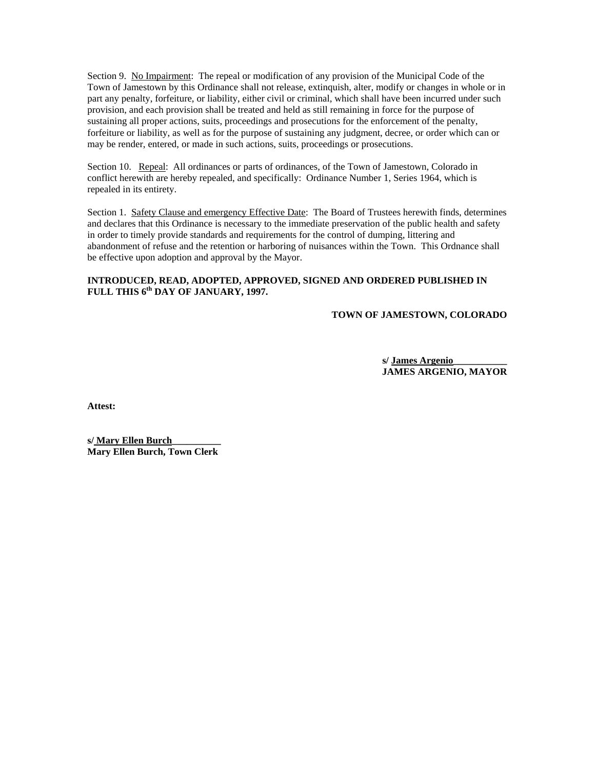Section 9. <u>No Impairment</u>: The repeal or modification of any provision of the Municipal Code of the Town of Jamestown by this Ordinance shall not release, extinquish, alter, modify or changes in whole or in part any penalty, forfeiture, or liability, either civil or criminal, which shall have been incurred under such provision, and each provision shall be treated and held as still remaining in force for the purpose of sustaining all proper actions, suits, proceedings and prosecutions for the enforcement of the penalty, forfeiture or liability, as well as for the purpose of sustaining any judgment, decree, or order which can or may be render, entered, or made in such actions, suits, proceedings or prosecutions.

Section 10. <u>Repeal</u>: All ordinances or parts of ordinances, of the Town of Jamestown, Colorado in conflict herewith are hereby repealed, and specifically: Ordinance Number 1, Series 1964, which is repealed in its entirety.

Section 1. <u>Safety Clause and emergency Effective Date</u>: The Board of Trustees herewith finds, determines and declares that this Ordinance is necessary to the immediate preservation of the public health and safety in order to timely provide standards and requirements for the control of dumping, littering and abandonment of refuse and the retention or harboring of nuisances within the Town. This Ordnance shall be effective upon adoption and approval by the Mayor.

**INTRODUCED, READ, ADOPTED, APPROVED, SIGNED AND ORDERED PUBLISHED IN FULL THIS 6th DAY OF JANUARY, 1997.**

**TOWN OF JAMESTOWN, COLORADO**

**s/ James Argenio\_\_\_\_\_\_\_\_\_\_\_**
**JAMES ARGENIO, MAYOR**

**Attest:**

**s/ Mary Ellen Burch\_\_\_\_\_\_\_\_\_\_**
**Mary Ellen Burch, Town Clerk**